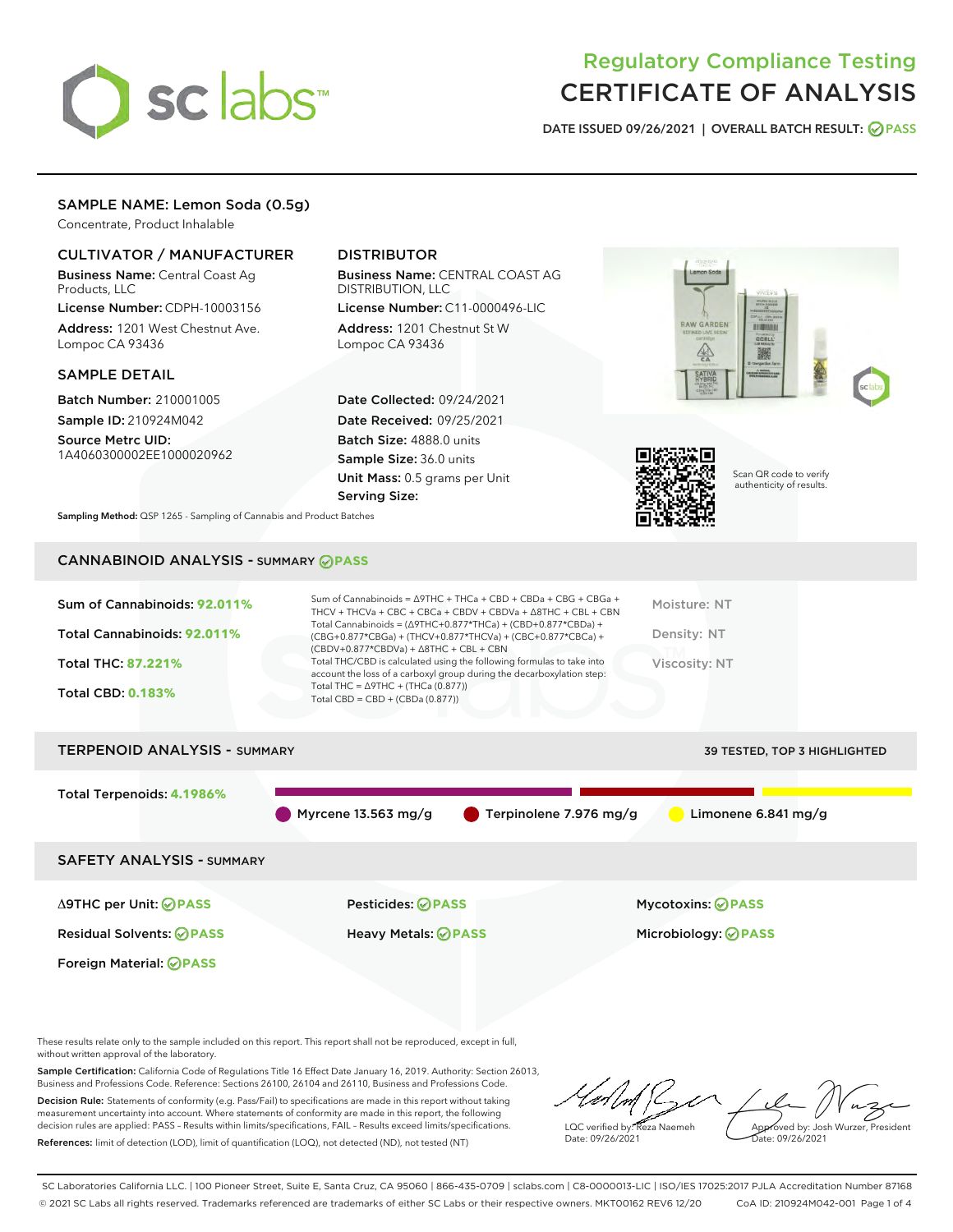# Regulatory Compliance Testing
# CERTIFICATE OF ANALYSIS

DATE ISSUED 09/26/2021 | OVERALL BATCH RESULT: PASS

## SAMPLE NAME: Lemon Soda (0.5g)

Concentrate, Product Inhalable

### CULTIVATOR / MANUFACTURER

**Business Name:** Central Coast Ag Products, LLC

**License Number:** CDPH-10003156

**Address:** 1201 West Chestnut Ave. Lompoc CA 93436

### DISTRIBUTOR

**Business Name:** CENTRAL COAST AG DISTRIBUTION, LLC

**License Number:** C11-0000496-LIC

**Address:** 1201 Chestnut St W Lompoc CA 93436

### SAMPLE DETAIL

**Batch Number:** 210001005

**Sample ID:** 210924M042

**Source Metrc UID:** 1A4060300002EE1000020962

**Date Collected:** 09/24/2021

**Date Received:** 09/25/2021

**Batch Size:** 4888.0 units

**Sample Size:** 36.0 units

**Unit Mass:** 0.5 grams per Unit

**Serving Size:**

Scan QR code to verify authenticity of results.

**Sampling Method:** QSP 1265 - Sampling of Cannabis and Product Batches

## CANNABINOID ANALYSIS - SUMMARY PASS

Sum of Cannabinoids: **92.011%**

Total Cannabinoids: **92.011%**

Total THC: **87.221%**

Total CBD: **0.183%**

Sum of Cannabinoids = Δ9THC + THCa + CBD + CBDa + CBG + CBGa + THCV + THCVa + CBC + CBCa + CBDV + CBDVa + Δ8THC + CBL + CBN
Total Cannabinoids = (Δ9THC+0.877*THCa) + (CBD+0.877*CBDa) + (CBG+0.877*CBGa) + (THCV+0.877*THCVa) + (CBC+0.877*CBCa) + (CBDV+0.877*CBDVa) + Δ8THC + CBL + CBN
Total THC/CBD is calculated using the following formulas to take into account the loss of a carboxyl group during the decarboxylation step:
Total THC = Δ9THC + (THCa (0.877))
Total CBD = CBD + (CBDa (0.877))

Moisture: NT

Density: NT

Viscosity: NT

## TERPENOID ANALYSIS - SUMMARY

39 TESTED, TOP 3 HIGHLIGHTED

Total Terpenoids: **4.1986%**

Myrcene 13.563 mg/g | Terpinolene 7.976 mg/g | Limonene 6.841 mg/g

## SAFETY ANALYSIS - SUMMARY

Δ9THC per Unit: PASS

Pesticides: PASS

Mycotoxins: PASS

Residual Solvents: PASS

Heavy Metals: PASS

Microbiology: PASS

Foreign Material: PASS

These results relate only to the sample included on this report. This report shall not be reproduced, except in full, without written approval of the laboratory.

**Sample Certification:** California Code of Regulations Title 16 Effect Date January 16, 2019. Authority: Section 26013, Business and Professions Code. Reference: Sections 26100, 26104 and 26110, Business and Professions Code.

**Decision Rule:** Statements of conformity (e.g. Pass/Fail) to specifications are made in this report without taking measurement uncertainty into account. Where statements of conformity are made in this report, the following decision rules are applied: PASS - Results within limits/specifications, FAIL - Results exceed limits/specifications.

**References:** limit of detection (LOD), limit of quantification (LOQ), not detected (ND), not tested (NT)

LQC verified by: Reza Naemeh
Date: 09/26/2021

Approved by: Josh Wurzer, President
Date: 09/26/2021

SC Laboratories California LLC. | 100 Pioneer Street, Suite E, Santa Cruz, CA 95060 | 866-435-0709 | sclabs.com | C8-0000013-LIC | ISO/IES 17025:2017 PJLA Accreditation Number 87168
© 2021 SC Labs all rights reserved. Trademarks referenced are trademarks of either SC Labs or their respective owners. MKT00162 REV6 12/20 CoA ID: 210924M042-001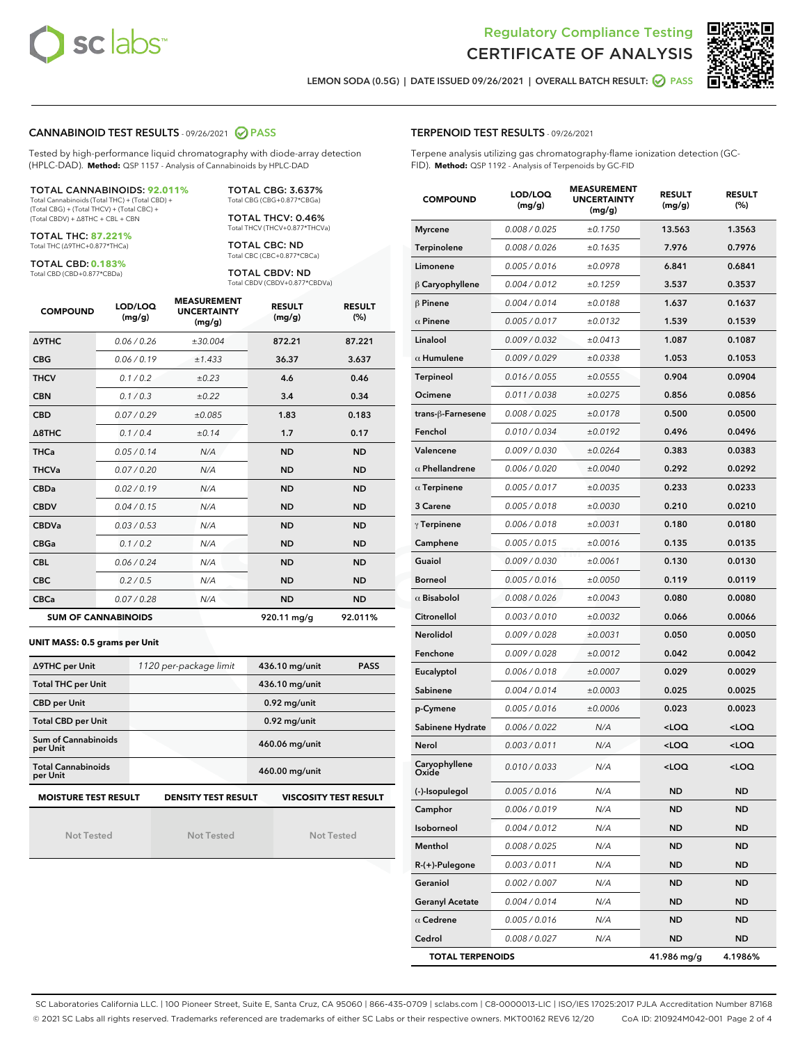# Regulatory Compliance Testing
# CERTIFICATE OF ANALYSIS

LEMON SODA (0.5G) | DATE ISSUED 09/26/2021 | OVERALL BATCH RESULT: PASS

## CANNABINOID TEST RESULTS - 09/26/2021 PASS

Tested by high-performance liquid chromatography with diode-array detection (HPLC-DAD). **Method:** QSP 1157 - Analysis of Cannabinoids by HPLC-DAD

**TOTAL CANNABINOIDS: 92.011%**
Total Cannabinoids (Total THC) + (Total CBD) + (Total CBG) + (Total THCV) + (Total CBC) + (Total CBDV) + Δ8THC + CBL + CBN

**TOTAL THC: 87.221%**
Total THC (Δ9THC+0.877*THCa)

**TOTAL CBD: 0.183%**
Total CBD (CBD+0.877*CBDa)

**TOTAL CBG: 3.637%**
Total CBG (CBG+0.877*CBGa)

**TOTAL THCV: 0.46%**
Total THCV (THCV+0.877*THCVa)

**TOTAL CBC: ND**
Total CBC (CBC+0.877*CBCa)

**TOTAL CBDV: ND**
Total CBDV (CBDV+0.877*CBDVa)

| COMPOUND | LOD/LOQ (mg/g) | MEASUREMENT UNCERTAINTY (mg/g) | RESULT (mg/g) | RESULT (%) |
|---|---|---|---|---|
| Δ9THC | 0.06 / 0.26 | ±30.004 | 872.21 | 87.221 |
| CBG | 0.06 / 0.19 | ±1.433 | 36.37 | 3.637 |
| THCV | 0.1 / 0.2 | ±0.23 | 4.6 | 0.46 |
| CBN | 0.1 / 0.3 | ±0.22 | 3.4 | 0.34 |
| CBD | 0.07 / 0.29 | ±0.085 | 1.83 | 0.183 |
| Δ8THC | 0.1 / 0.4 | ±0.14 | 1.7 | 0.17 |
| THCa | 0.05 / 0.14 | N/A | ND | ND |
| THCVa | 0.07 / 0.20 | N/A | ND | ND |
| CBDa | 0.02 / 0.19 | N/A | ND | ND |
| CBDV | 0.04 / 0.15 | N/A | ND | ND |
| CBDVa | 0.03 / 0.53 | N/A | ND | ND |
| CBGa | 0.1 / 0.2 | N/A | ND | ND |
| CBL | 0.06 / 0.24 | N/A | ND | ND |
| CBC | 0.2 / 0.5 | N/A | ND | ND |
| CBCa | 0.07 / 0.28 | N/A | ND | ND |
| **SUM OF CANNABINOIDS** | | | 920.11 mg/g | 92.011% |

**UNIT MASS: 0.5 grams per Unit**

| | | | |
|---|---|---|---|
| Δ9THC per Unit | 1120 per-package limit | 436.10 mg/unit | PASS |
| Total THC per Unit | | 436.10 mg/unit | |
| CBD per Unit | | 0.92 mg/unit | |
| Total CBD per Unit | | 0.92 mg/unit | |
| Sum of Cannabinoids per Unit | | 460.06 mg/unit | |
| Total Cannabinoids per Unit | | 460.00 mg/unit | |

| MOISTURE TEST RESULT | DENSITY TEST RESULT | VISCOSITY TEST RESULT |
|---|---|---|
| Not Tested | Not Tested | Not Tested |

## TERPENOID TEST RESULTS - 09/26/2021

Terpene analysis utilizing gas chromatography-flame ionization detection (GC-FID). **Method:** QSP 1192 - Analysis of Terpenoids by GC-FID

| COMPOUND | LOD/LOQ (mg/g) | MEASUREMENT UNCERTAINTY (mg/g) | RESULT (mg/g) | RESULT (%) |
|---|---|---|---|---|
| Myrcene | 0.008 / 0.025 | ±0.1750 | 13.563 | 1.3563 |
| Terpinolene | 0.008 / 0.026 | ±0.1635 | 7.976 | 0.7976 |
| Limonene | 0.005 / 0.016 | ±0.0978 | 6.841 | 0.6841 |
| β Caryophyllene | 0.004 / 0.012 | ±0.1259 | 3.537 | 0.3537 |
| β Pinene | 0.004 / 0.014 | ±0.0188 | 1.637 | 0.1637 |
| α Pinene | 0.005 / 0.017 | ±0.0132 | 1.539 | 0.1539 |
| Linalool | 0.009 / 0.032 | ±0.0413 | 1.087 | 0.1087 |
| α Humulene | 0.009 / 0.029 | ±0.0338 | 1.053 | 0.1053 |
| Terpineol | 0.016 / 0.055 | ±0.0555 | 0.904 | 0.0904 |
| Ocimene | 0.011 / 0.038 | ±0.0275 | 0.856 | 0.0856 |
| trans-β-Farnesene | 0.008 / 0.025 | ±0.0178 | 0.500 | 0.0500 |
| Fenchol | 0.010 / 0.034 | ±0.0192 | 0.496 | 0.0496 |
| Valencene | 0.009 / 0.030 | ±0.0264 | 0.383 | 0.0383 |
| α Phellandrene | 0.006 / 0.020 | ±0.0040 | 0.292 | 0.0292 |
| α Terpinene | 0.005 / 0.017 | ±0.0035 | 0.233 | 0.0233 |
| 3 Carene | 0.005 / 0.018 | ±0.0030 | 0.210 | 0.0210 |
| γ Terpinene | 0.006 / 0.018 | ±0.0031 | 0.180 | 0.0180 |
| Camphene | 0.005 / 0.015 | ±0.0016 | 0.135 | 0.0135 |
| Guaiol | 0.009 / 0.030 | ±0.0061 | 0.130 | 0.0130 |
| Borneol | 0.005 / 0.016 | ±0.0050 | 0.119 | 0.0119 |
| α Bisabolol | 0.008 / 0.026 | ±0.0043 | 0.080 | 0.0080 |
| Citronellol | 0.003 / 0.010 | ±0.0032 | 0.066 | 0.0066 |
| Nerolidol | 0.009 / 0.028 | ±0.0031 | 0.050 | 0.0050 |
| Fenchone | 0.009 / 0.028 | ±0.0012 | 0.042 | 0.0042 |
| Eucalyptol | 0.006 / 0.018 | ±0.0007 | 0.029 | 0.0029 |
| Sabinene | 0.004 / 0.014 | ±0.0003 | 0.025 | 0.0025 |
| p-Cymene | 0.005 / 0.016 | ±0.0006 | 0.023 | 0.0023 |
| Sabinene Hydrate | 0.006 / 0.022 | N/A | <LOQ | <LOQ |
| Nerol | 0.003 / 0.011 | N/A | <LOQ | <LOQ |
| Caryophyllene Oxide | 0.010 / 0.033 | N/A | <LOQ | <LOQ |
| (-)-Isopulegol | 0.005 / 0.016 | N/A | ND | ND |
| Camphor | 0.006 / 0.019 | N/A | ND | ND |
| Isoborneol | 0.004 / 0.012 | N/A | ND | ND |
| Menthol | 0.008 / 0.025 | N/A | ND | ND |
| R-(+)-Pulegone | 0.003 / 0.011 | N/A | ND | ND |
| Geraniol | 0.002 / 0.007 | N/A | ND | ND |
| Geranyl Acetate | 0.004 / 0.014 | N/A | ND | ND |
| α Cedrene | 0.005 / 0.016 | N/A | ND | ND |
| Cedrol | 0.008 / 0.027 | N/A | ND | ND |
| **TOTAL TERPENOIDS** | | | 41.986 mg/g | 4.1986% |

SC Laboratories California LLC. | 100 Pioneer Street, Suite E, Santa Cruz, CA 95060 | 866-435-0709 | sclabs.com | C8-0000013-LIC | ISO/IES 17025:2017 PJLA Accreditation Number 87168
© 2021 SC Labs all rights reserved. Trademarks referenced are trademarks of either SC Labs or their respective owners. MKT00162 REV6 12/20 CoA ID: 210924M042-001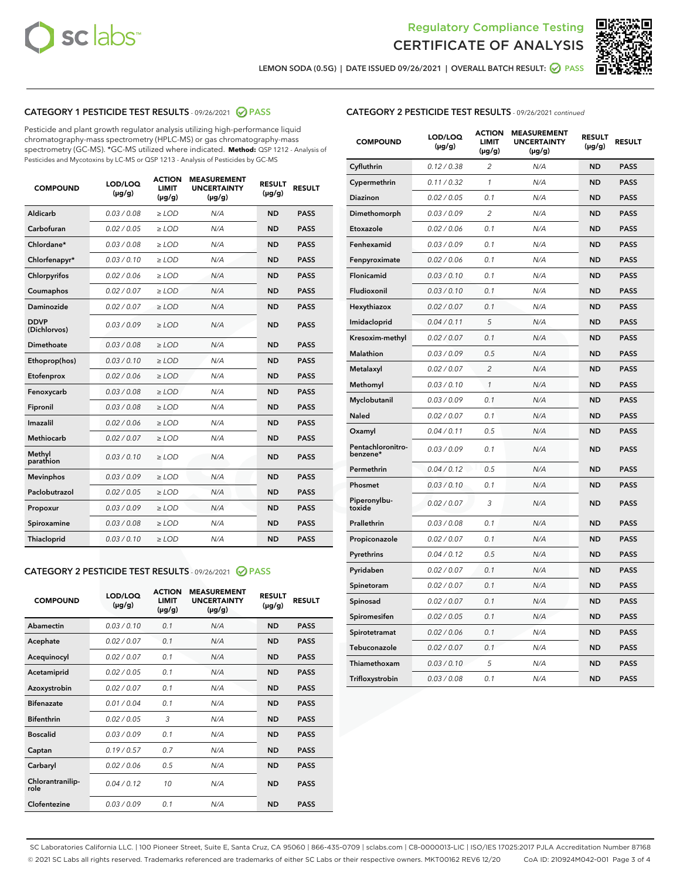# Regulatory Compliance Testing
# CERTIFICATE OF ANALYSIS

LEMON SODA (0.5G) | DATE ISSUED 09/26/2021 | OVERALL BATCH RESULT: PASS

## CATEGORY 1 PESTICIDE TEST RESULTS - 09/26/2021 PASS

Pesticide and plant growth regulator analysis utilizing high-performance liquid chromatography-mass spectrometry (HPLC-MS) or gas chromatography-mass spectrometry (GC-MS). *GC-MS utilized where indicated. **Method:** QSP 1212 - Analysis of Pesticides and Mycotoxins by LC-MS or QSP 1213 - Analysis of Pesticides by GC-MS

| COMPOUND | LOD/LOQ (µg/g) | ACTION LIMIT (µg/g) | MEASUREMENT UNCERTAINTY (µg/g) | RESULT (µg/g) | RESULT |
|---|---|---|---|---|---|
| Aldicarb | 0.03 / 0.08 | ≥ LOD | N/A | ND | PASS |
| Carbofuran | 0.02 / 0.05 | ≥ LOD | N/A | ND | PASS |
| Chlordane* | 0.03 / 0.08 | ≥ LOD | N/A | ND | PASS |
| Chlorfenapyr* | 0.03 / 0.10 | ≥ LOD | N/A | ND | PASS |
| Chlorpyrifos | 0.02 / 0.06 | ≥ LOD | N/A | ND | PASS |
| Coumaphos | 0.02 / 0.07 | ≥ LOD | N/A | ND | PASS |
| Daminozide | 0.02 / 0.07 | ≥ LOD | N/A | ND | PASS |
| DDVP (Dichlorvos) | 0.03 / 0.09 | ≥ LOD | N/A | ND | PASS |
| Dimethoate | 0.03 / 0.08 | ≥ LOD | N/A | ND | PASS |
| Ethoprop(hos) | 0.03 / 0.10 | ≥ LOD | N/A | ND | PASS |
| Etofenprox | 0.02 / 0.06 | ≥ LOD | N/A | ND | PASS |
| Fenoxycarb | 0.03 / 0.08 | ≥ LOD | N/A | ND | PASS |
| Fipronil | 0.03 / 0.08 | ≥ LOD | N/A | ND | PASS |
| Imazalil | 0.02 / 0.06 | ≥ LOD | N/A | ND | PASS |
| Methiocarb | 0.02 / 0.07 | ≥ LOD | N/A | ND | PASS |
| Methyl parathion | 0.03 / 0.10 | ≥ LOD | N/A | ND | PASS |
| Mevinphos | 0.03 / 0.09 | ≥ LOD | N/A | ND | PASS |
| Paclobutrazol | 0.02 / 0.05 | ≥ LOD | N/A | ND | PASS |
| Propoxur | 0.03 / 0.09 | ≥ LOD | N/A | ND | PASS |
| Spiroxamine | 0.03 / 0.08 | ≥ LOD | N/A | ND | PASS |
| Thiacloprid | 0.03 / 0.10 | ≥ LOD | N/A | ND | PASS |

## CATEGORY 2 PESTICIDE TEST RESULTS - 09/26/2021 PASS

| COMPOUND | LOD/LOQ (µg/g) | ACTION LIMIT (µg/g) | MEASUREMENT UNCERTAINTY (µg/g) | RESULT (µg/g) | RESULT |
|---|---|---|---|---|---|
| Abamectin | 0.03 / 0.10 | 0.1 | N/A | ND | PASS |
| Acephate | 0.02 / 0.07 | 0.1 | N/A | ND | PASS |
| Acequinocyl | 0.02 / 0.07 | 0.1 | N/A | ND | PASS |
| Acetamiprid | 0.02 / 0.05 | 0.1 | N/A | ND | PASS |
| Azoxystrobin | 0.02 / 0.07 | 0.1 | N/A | ND | PASS |
| Bifenazate | 0.01 / 0.04 | 0.1 | N/A | ND | PASS |
| Bifenthrin | 0.02 / 0.05 | 3 | N/A | ND | PASS |
| Boscalid | 0.03 / 0.09 | 0.1 | N/A | ND | PASS |
| Captan | 0.19 / 0.57 | 0.7 | N/A | ND | PASS |
| Carbaryl | 0.02 / 0.06 | 0.5 | N/A | ND | PASS |
| Chlorantraniliprole | 0.04 / 0.12 | 10 | N/A | ND | PASS |
| Clofentezine | 0.03 / 0.09 | 0.1 | N/A | ND | PASS |
| Cyfluthrin | 0.12 / 0.38 | 2 | N/A | ND | PASS |
| Cypermethrin | 0.11 / 0.32 | 1 | N/A | ND | PASS |
| Diazinon | 0.02 / 0.05 | 0.1 | N/A | ND | PASS |
| Dimethomorph | 0.03 / 0.09 | 2 | N/A | ND | PASS |
| Etoxazole | 0.02 / 0.06 | 0.1 | N/A | ND | PASS |
| Fenhexamid | 0.03 / 0.09 | 0.1 | N/A | ND | PASS |
| Fenpyroximate | 0.02 / 0.06 | 0.1 | N/A | ND | PASS |
| Flonicamid | 0.03 / 0.10 | 0.1 | N/A | ND | PASS |
| Fludioxonil | 0.03 / 0.10 | 0.1 | N/A | ND | PASS |
| Hexythiazox | 0.02 / 0.07 | 0.1 | N/A | ND | PASS |
| Imidacloprid | 0.04 / 0.11 | 5 | N/A | ND | PASS |
| Kresoxim-methyl | 0.02 / 0.07 | 0.1 | N/A | ND | PASS |
| Malathion | 0.03 / 0.09 | 0.5 | N/A | ND | PASS |
| Metalaxyl | 0.02 / 0.07 | 2 | N/A | ND | PASS |
| Methomyl | 0.03 / 0.10 | 1 | N/A | ND | PASS |
| Myclobutanil | 0.03 / 0.09 | 0.1 | N/A | ND | PASS |
| Naled | 0.02 / 0.07 | 0.1 | N/A | ND | PASS |
| Oxamyl | 0.04 / 0.11 | 0.5 | N/A | ND | PASS |
| Pentachloronitrobenzene* | 0.03 / 0.09 | 0.1 | N/A | ND | PASS |
| Permethrin | 0.04 / 0.12 | 0.5 | N/A | ND | PASS |
| Phosmet | 0.03 / 0.10 | 0.1 | N/A | ND | PASS |
| Piperonylbutoxide | 0.02 / 0.07 | 3 | N/A | ND | PASS |
| Prallethrin | 0.03 / 0.08 | 0.1 | N/A | ND | PASS |
| Propiconazole | 0.02 / 0.07 | 0.1 | N/A | ND | PASS |
| Pyrethrins | 0.04 / 0.12 | 0.5 | N/A | ND | PASS |
| Pyridaben | 0.02 / 0.07 | 0.1 | N/A | ND | PASS |
| Spinetoram | 0.02 / 0.07 | 0.1 | N/A | ND | PASS |
| Spinosad | 0.02 / 0.07 | 0.1 | N/A | ND | PASS |
| Spiromesifen | 0.02 / 0.05 | 0.1 | N/A | ND | PASS |
| Spirotetramat | 0.02 / 0.06 | 0.1 | N/A | ND | PASS |
| Tebuconazole | 0.02 / 0.07 | 0.1 | N/A | ND | PASS |
| Thiamethoxam | 0.03 / 0.10 | 5 | N/A | ND | PASS |
| Trifloxystrobin | 0.03 / 0.08 | 0.1 | N/A | ND | PASS |

SC Laboratories California LLC. | 100 Pioneer Street, Suite E, Santa Cruz, CA 95060 | 866-435-0709 | sclabs.com | C8-0000013-LIC | ISO/IES 17025:2017 PJLA Accreditation Number 87168
© 2021 SC Labs all rights reserved. Trademarks referenced are trademarks of either SC Labs or their respective owners. MKT00162 REV6 12/20 CoA ID: 210924M042-001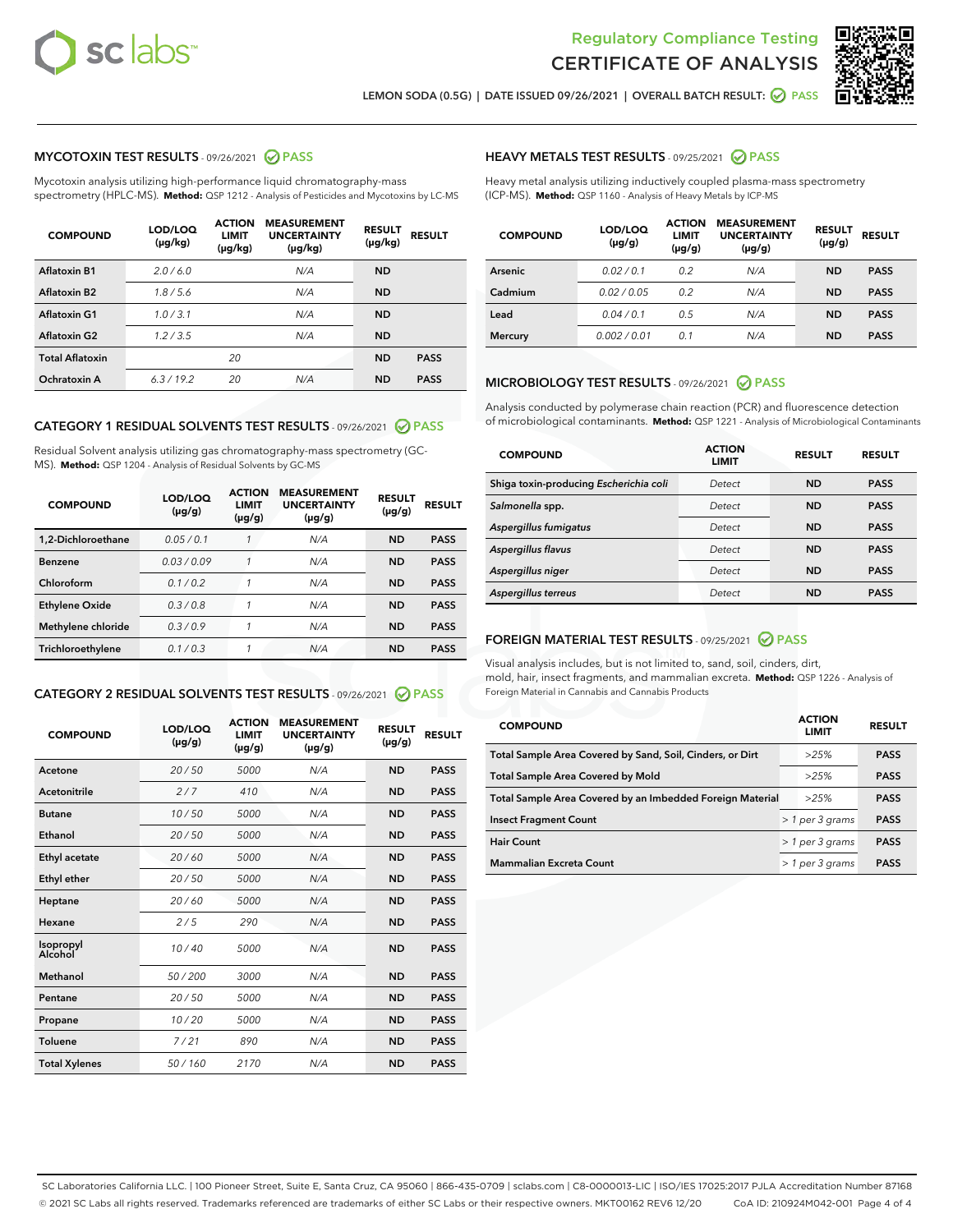Regulatory Compliance Testing

# CERTIFICATE OF ANALYSIS

LEMON SODA (0.5G) | DATE ISSUED 09/26/2021 | OVERALL BATCH RESULT: PASS

## MYCOTOXIN TEST RESULTS - 09/26/2021 PASS

Mycotoxin analysis utilizing high-performance liquid chromatography-mass spectrometry (HPLC-MS). **Method:** QSP 1212 - Analysis of Pesticides and Mycotoxins by LC-MS

| COMPOUND | LOD/LOQ (µg/kg) | ACTION LIMIT (µg/kg) | MEASUREMENT UNCERTAINTY (µg/kg) | RESULT (µg/kg) | RESULT |
|---|---|---|---|---|---|
| Aflatoxin B1 | 2.0 / 6.0 | | N/A | ND | |
| Aflatoxin B2 | 1.8 / 5.6 | | N/A | ND | |
| Aflatoxin G1 | 1.0 / 3.1 | | N/A | ND | |
| Aflatoxin G2 | 1.2 / 3.5 | | N/A | ND | |
| Total Aflatoxin | | 20 | | ND | PASS |
| Ochratoxin A | 6.3 / 19.2 | 20 | N/A | ND | PASS |

## CATEGORY 1 RESIDUAL SOLVENTS TEST RESULTS - 09/26/2021 PASS

Residual Solvent analysis utilizing gas chromatography-mass spectrometry (GC-MS). **Method:** QSP 1204 - Analysis of Residual Solvents by GC-MS

| COMPOUND | LOD/LOQ (µg/g) | ACTION LIMIT (µg/g) | MEASUREMENT UNCERTAINTY (µg/g) | RESULT (µg/g) | RESULT |
|---|---|---|---|---|---|
| 1,2-Dichloroethane | 0.05 / 0.1 | 1 | N/A | ND | PASS |
| Benzene | 0.03 / 0.09 | 1 | N/A | ND | PASS |
| Chloroform | 0.1 / 0.2 | 1 | N/A | ND | PASS |
| Ethylene Oxide | 0.3 / 0.8 | 1 | N/A | ND | PASS |
| Methylene chloride | 0.3 / 0.9 | 1 | N/A | ND | PASS |
| Trichloroethylene | 0.1 / 0.3 | 1 | N/A | ND | PASS |

## CATEGORY 2 RESIDUAL SOLVENTS TEST RESULTS - 09/26/2021 PASS

| COMPOUND | LOD/LOQ (µg/g) | ACTION LIMIT (µg/g) | MEASUREMENT UNCERTAINTY (µg/g) | RESULT (µg/g) | RESULT |
|---|---|---|---|---|---|
| Acetone | 20 / 50 | 5000 | N/A | ND | PASS |
| Acetonitrile | 2 / 7 | 410 | N/A | ND | PASS |
| Butane | 10 / 50 | 5000 | N/A | ND | PASS |
| Ethanol | 20 / 50 | 5000 | N/A | ND | PASS |
| Ethyl acetate | 20 / 60 | 5000 | N/A | ND | PASS |
| Ethyl ether | 20 / 50 | 5000 | N/A | ND | PASS |
| Heptane | 20 / 60 | 5000 | N/A | ND | PASS |
| Hexane | 2 / 5 | 290 | N/A | ND | PASS |
| Isopropyl Alcohol | 10 / 40 | 5000 | N/A | ND | PASS |
| Methanol | 50 / 200 | 3000 | N/A | ND | PASS |
| Pentane | 20 / 50 | 5000 | N/A | ND | PASS |
| Propane | 10 / 20 | 5000 | N/A | ND | PASS |
| Toluene | 7 / 21 | 890 | N/A | ND | PASS |
| Total Xylenes | 50 / 160 | 2170 | N/A | ND | PASS |

## HEAVY METALS TEST RESULTS - 09/25/2021 PASS

Heavy metal analysis utilizing inductively coupled plasma-mass spectrometry (ICP-MS). **Method:** QSP 1160 - Analysis of Heavy Metals by ICP-MS

| COMPOUND | LOD/LOQ (µg/g) | ACTION LIMIT (µg/g) | MEASUREMENT UNCERTAINTY (µg/g) | RESULT (µg/g) | RESULT |
|---|---|---|---|---|---|
| Arsenic | 0.02 / 0.1 | 0.2 | N/A | ND | PASS |
| Cadmium | 0.02 / 0.05 | 0.2 | N/A | ND | PASS |
| Lead | 0.04 / 0.1 | 0.5 | N/A | ND | PASS |
| Mercury | 0.002 / 0.01 | 0.1 | N/A | ND | PASS |

## MICROBIOLOGY TEST RESULTS - 09/26/2021 PASS

Analysis conducted by polymerase chain reaction (PCR) and fluorescence detection of microbiological contaminants. **Method:** QSP 1221 - Analysis of Microbiological Contaminants

| COMPOUND | ACTION LIMIT | RESULT | RESULT |
|---|---|---|---|
| Shiga toxin-producing *Escherichia coli* | Detect | ND | PASS |
| *Salmonella* spp. | Detect | ND | PASS |
| *Aspergillus fumigatus* | Detect | ND | PASS |
| *Aspergillus flavus* | Detect | ND | PASS |
| *Aspergillus niger* | Detect | ND | PASS |
| *Aspergillus terreus* | Detect | ND | PASS |

## FOREIGN MATERIAL TEST RESULTS - 09/25/2021 PASS

Visual analysis includes, but is not limited to, sand, soil, cinders, dirt, mold, hair, insect fragments, and mammalian excreta. **Method:** QSP 1226 - Analysis of Foreign Material in Cannabis and Cannabis Products

| COMPOUND | ACTION LIMIT | RESULT |
|---|---|---|
| Total Sample Area Covered by Sand, Soil, Cinders, or Dirt | >25% | PASS |
| Total Sample Area Covered by Mold | >25% | PASS |
| Total Sample Area Covered by an Imbedded Foreign Material | >25% | PASS |
| Insect Fragment Count | > 1 per 3 grams | PASS |
| Hair Count | > 1 per 3 grams | PASS |
| Mammalian Excreta Count | > 1 per 3 grams | PASS |

SC Laboratories California LLC. | 100 Pioneer Street, Suite E, Santa Cruz, CA 95060 | 866-435-0709 | sclabs.com | C8-0000013-LIC | ISO/IES 17025:2017 PJLA Accreditation Number 87168
© 2021 SC Labs all rights reserved. Trademarks referenced are trademarks of either SC Labs or their respective owners. MKT00162 REV6 12/20 CoA ID: 210924M042-001